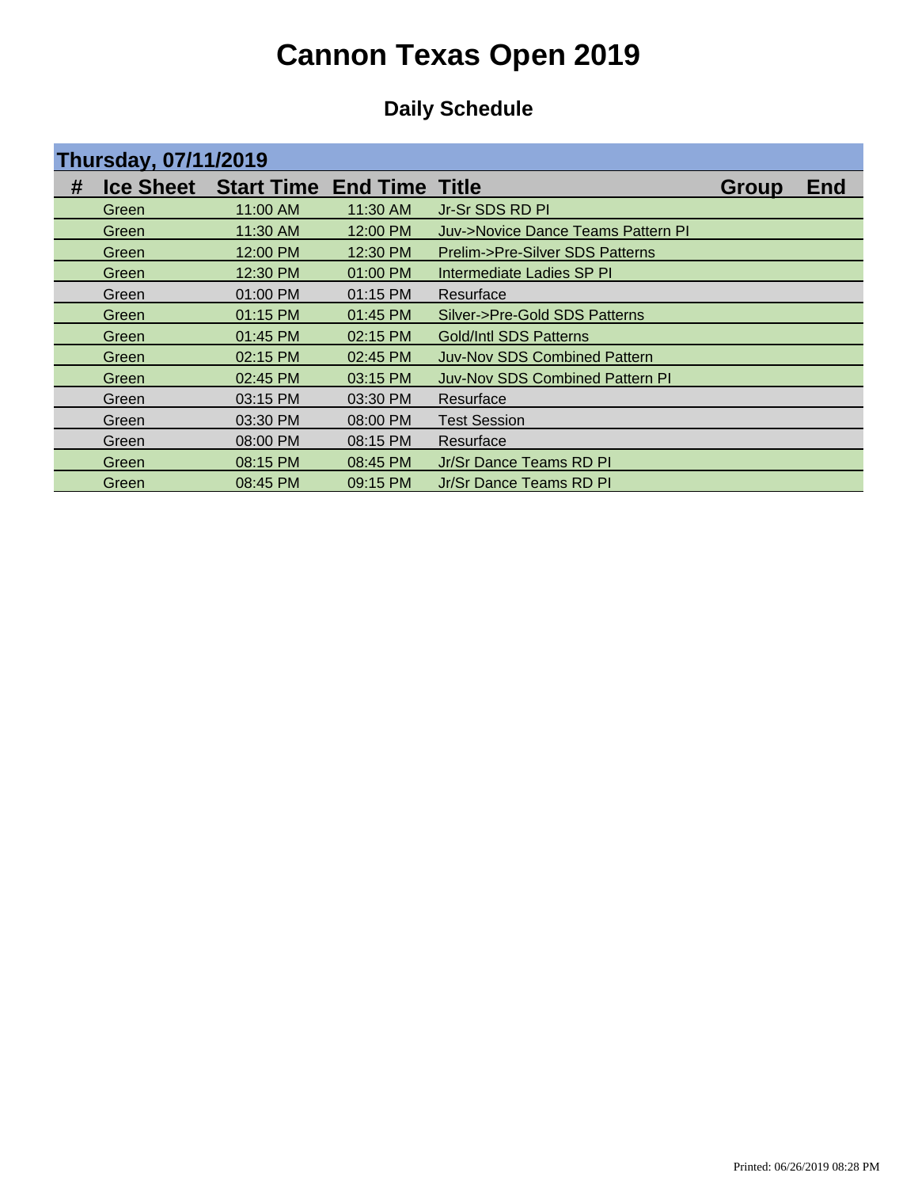# Cannon Texas Open 2019

## Daily Schedule

### Thursday, 07/11/2019

| # | Ice Sheet | Start Time | End Time | Title | Group | End |
|---|---|---|---|---|---|---|
| | Green | 11:00 AM | 11:30 AM | Jr-Sr SDS RD PI | | |
| | Green | 11:30 AM | 12:00 PM | Juv->Novice Dance Teams Pattern PI | | |
| | Green | 12:00 PM | 12:30 PM | Prelim->Pre-Silver SDS Patterns | | |
| | Green | 12:30 PM | 01:00 PM | Intermediate Ladies SP PI | | |
| | Green | 01:00 PM | 01:15 PM | Resurface | | |
| | Green | 01:15 PM | 01:45 PM | Silver->Pre-Gold SDS Patterns | | |
| | Green | 01:45 PM | 02:15 PM | Gold/Intl SDS Patterns | | |
| | Green | 02:15 PM | 02:45 PM | Juv-Nov SDS Combined Pattern | | |
| | Green | 02:45 PM | 03:15 PM | Juv-Nov SDS Combined Pattern PI | | |
| | Green | 03:15 PM | 03:30 PM | Resurface | | |
| | Green | 03:30 PM | 08:00 PM | Test Session | | |
| | Green | 08:00 PM | 08:15 PM | Resurface | | |
| | Green | 08:15 PM | 08:45 PM | Jr/Sr Dance Teams RD PI | | |
| | Green | 08:45 PM | 09:15 PM | Jr/Sr Dance Teams RD PI | | |

Printed: 06/26/2019 08:28 PM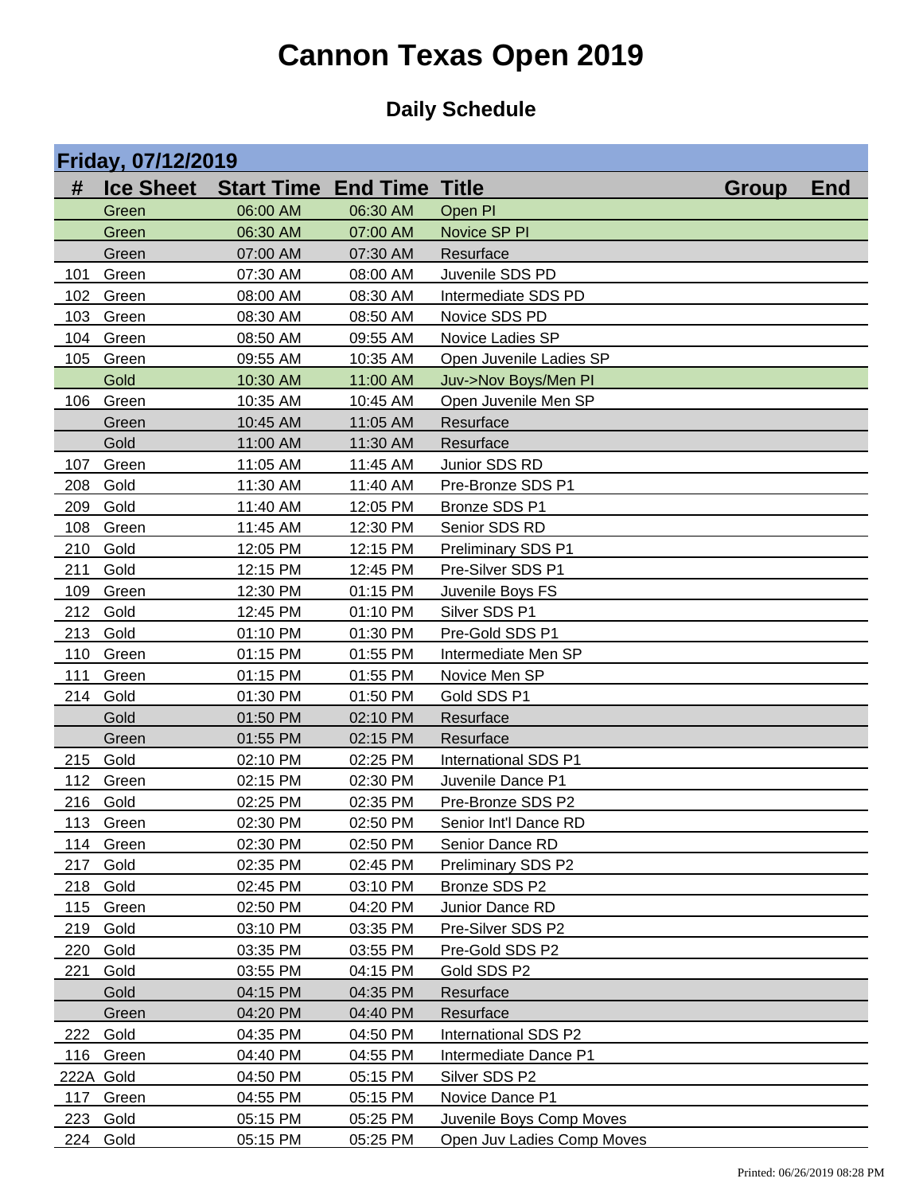# Cannon Texas Open 2019

## Daily Schedule

| Friday, 07/12/2019 | | | | | | |
|---|---|---|---|---|---|---|
| **#** | **Ice Sheet** | **Start Time** | **End Time** | **Title** | **Group** | **End** |
| | Green | 06:00 AM | 06:30 AM | Open PI | | |
| | Green | 06:30 AM | 07:00 AM | Novice SP PI | | |
| | Green | 07:00 AM | 07:30 AM | Resurface | | |
| 101 | Green | 07:30 AM | 08:00 AM | Juvenile SDS PD | | |
| 102 | Green | 08:00 AM | 08:30 AM | Intermediate SDS PD | | |
| 103 | Green | 08:30 AM | 08:50 AM | Novice SDS PD | | |
| 104 | Green | 08:50 AM | 09:55 AM | Novice Ladies SP | | |
| 105 | Green | 09:55 AM | 10:35 AM | Open Juvenile Ladies SP | | |
| | Gold | 10:30 AM | 11:00 AM | Juv->Nov Boys/Men PI | | |
| 106 | Green | 10:35 AM | 10:45 AM | Open Juvenile Men SP | | |
| | Green | 10:45 AM | 11:05 AM | Resurface | | |
| | Gold | 11:00 AM | 11:30 AM | Resurface | | |
| 107 | Green | 11:05 AM | 11:45 AM | Junior SDS RD | | |
| 208 | Gold | 11:30 AM | 11:40 AM | Pre-Bronze SDS P1 | | |
| 209 | Gold | 11:40 AM | 12:05 PM | Bronze SDS P1 | | |
| 108 | Green | 11:45 AM | 12:30 PM | Senior SDS RD | | |
| 210 | Gold | 12:05 PM | 12:15 PM | Preliminary SDS P1 | | |
| 211 | Gold | 12:15 PM | 12:45 PM | Pre-Silver SDS P1 | | |
| 109 | Green | 12:30 PM | 01:15 PM | Juvenile Boys FS | | |
| 212 | Gold | 12:45 PM | 01:10 PM | Silver SDS P1 | | |
| 213 | Gold | 01:10 PM | 01:30 PM | Pre-Gold SDS P1 | | |
| 110 | Green | 01:15 PM | 01:55 PM | Intermediate Men SP | | |
| 111 | Green | 01:15 PM | 01:55 PM | Novice Men SP | | |
| 214 | Gold | 01:30 PM | 01:50 PM | Gold SDS P1 | | |
| | Gold | 01:50 PM | 02:10 PM | Resurface | | |
| | Green | 01:55 PM | 02:15 PM | Resurface | | |
| 215 | Gold | 02:10 PM | 02:25 PM | International SDS P1 | | |
| 112 | Green | 02:15 PM | 02:30 PM | Juvenile Dance P1 | | |
| 216 | Gold | 02:25 PM | 02:35 PM | Pre-Bronze SDS P2 | | |
| 113 | Green | 02:30 PM | 02:50 PM | Senior Int'l Dance RD | | |
| 114 | Green | 02:30 PM | 02:50 PM | Senior Dance RD | | |
| 217 | Gold | 02:35 PM | 02:45 PM | Preliminary SDS P2 | | |
| 218 | Gold | 02:45 PM | 03:10 PM | Bronze SDS P2 | | |
| 115 | Green | 02:50 PM | 04:20 PM | Junior Dance RD | | |
| 219 | Gold | 03:10 PM | 03:35 PM | Pre-Silver SDS P2 | | |
| 220 | Gold | 03:35 PM | 03:55 PM | Pre-Gold SDS P2 | | |
| 221 | Gold | 03:55 PM | 04:15 PM | Gold SDS P2 | | |
| | Gold | 04:15 PM | 04:35 PM | Resurface | | |
| | Green | 04:20 PM | 04:40 PM | Resurface | | |
| 222 | Gold | 04:35 PM | 04:50 PM | International SDS P2 | | |
| 116 | Green | 04:40 PM | 04:55 PM | Intermediate Dance P1 | | |
| 222A | Gold | 04:50 PM | 05:15 PM | Silver SDS P2 | | |
| 117 | Green | 04:55 PM | 05:15 PM | Novice Dance P1 | | |
| 223 | Gold | 05:15 PM | 05:25 PM | Juvenile Boys Comp Moves | | |
| 224 | Gold | 05:15 PM | 05:25 PM | Open Juv Ladies Comp Moves | | |

Printed: 06/26/2019 08:28 PM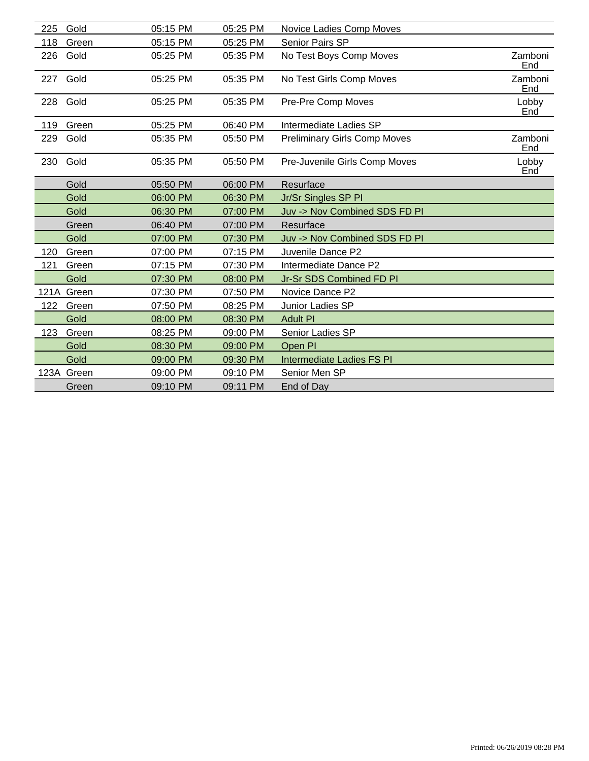| | | | | | |
|---|---|---|---|---|---|
| 225 | Gold | 05:15 PM | 05:25 PM | Novice Ladies Comp Moves | |
| 118 | Green | 05:15 PM | 05:25 PM | Senior Pairs SP | |
| 226 | Gold | 05:25 PM | 05:35 PM | No Test Boys Comp Moves | Zamboni End |
| 227 | Gold | 05:25 PM | 05:35 PM | No Test Girls Comp Moves | Zamboni End |
| 228 | Gold | 05:25 PM | 05:35 PM | Pre-Pre Comp Moves | Lobby End |
| 119 | Green | 05:25 PM | 06:40 PM | Intermediate Ladies SP | |
| 229 | Gold | 05:35 PM | 05:50 PM | Preliminary Girls Comp Moves | Zamboni End |
| 230 | Gold | 05:35 PM | 05:50 PM | Pre-Juvenile Girls Comp Moves | Lobby End |
| | Gold | 05:50 PM | 06:00 PM | Resurface | |
| | Gold | 06:00 PM | 06:30 PM | Jr/Sr Singles SP PI | |
| | Gold | 06:30 PM | 07:00 PM | Juv -> Nov Combined SDS FD PI | |
| | Green | 06:40 PM | 07:00 PM | Resurface | |
| | Gold | 07:00 PM | 07:30 PM | Juv -> Nov Combined SDS FD PI | |
| 120 | Green | 07:00 PM | 07:15 PM | Juvenile Dance P2 | |
| 121 | Green | 07:15 PM | 07:30 PM | Intermediate Dance P2 | |
| | Gold | 07:30 PM | 08:00 PM | Jr-Sr SDS Combined FD PI | |
| 121A | Green | 07:30 PM | 07:50 PM | Novice Dance P2 | |
| 122 | Green | 07:50 PM | 08:25 PM | Junior Ladies SP | |
| | Gold | 08:00 PM | 08:30 PM | Adult PI | |
| 123 | Green | 08:25 PM | 09:00 PM | Senior Ladies SP | |
| | Gold | 08:30 PM | 09:00 PM | Open PI | |
| | Gold | 09:00 PM | 09:30 PM | Intermediate Ladies FS PI | |
| 123A | Green | 09:00 PM | 09:10 PM | Senior Men SP | |
| | Green | 09:10 PM | 09:11 PM | End of Day | |

Printed: 06/26/2019 08:28 PM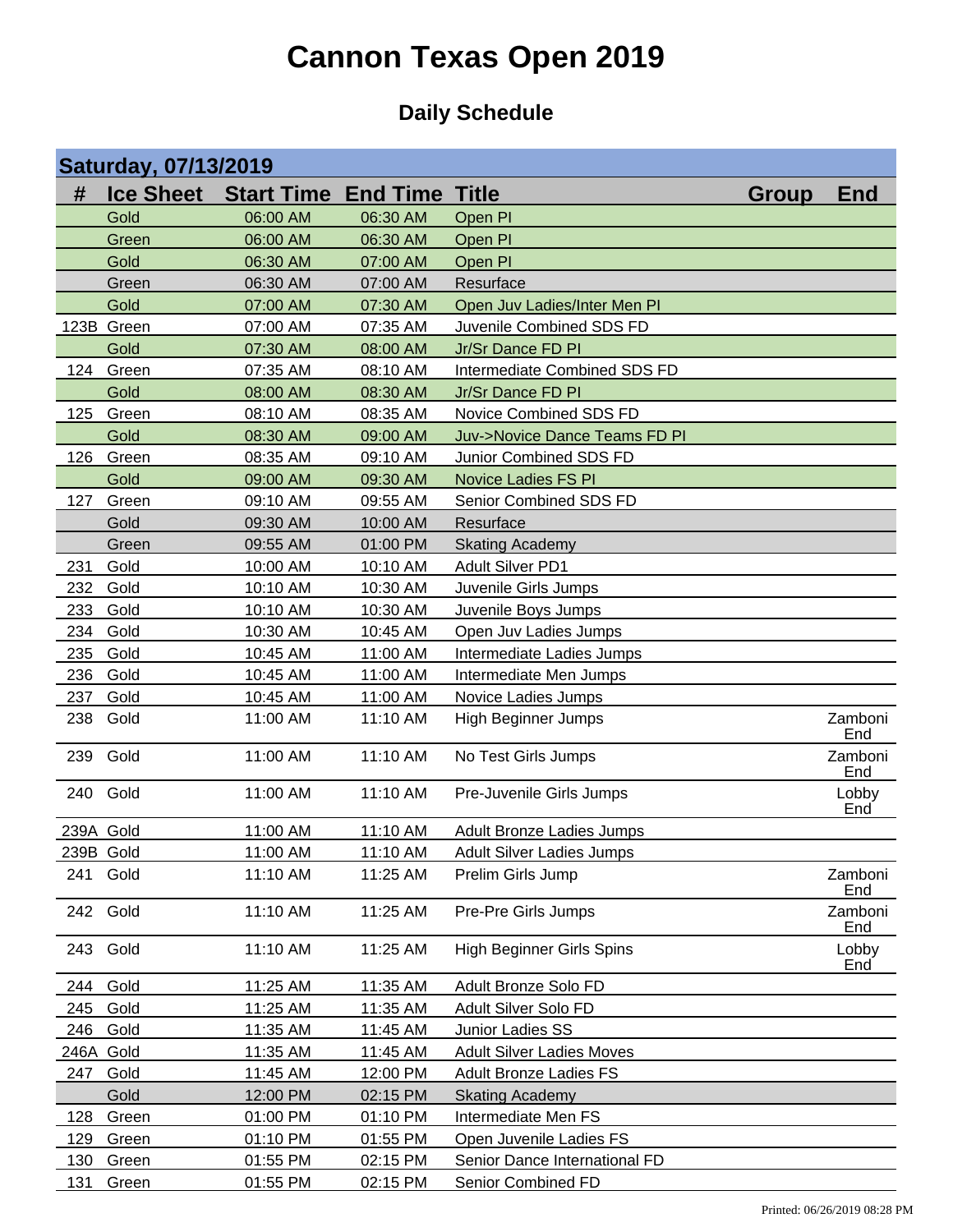# Cannon Texas Open 2019

## Daily Schedule

### Saturday, 07/13/2019

| # | Ice Sheet | Start Time | End Time | Title | Group | End |
|---|---|---|---|---|---|---|
| | Gold | 06:00 AM | 06:30 AM | Open PI | | |
| | Green | 06:00 AM | 06:30 AM | Open PI | | |
| | Gold | 06:30 AM | 07:00 AM | Open PI | | |
| | Green | 06:30 AM | 07:00 AM | Resurface | | |
| | Gold | 07:00 AM | 07:30 AM | Open Juv Ladies/Inter Men PI | | |
| 123B | Green | 07:00 AM | 07:35 AM | Juvenile Combined SDS FD | | |
| | Gold | 07:30 AM | 08:00 AM | Jr/Sr Dance FD PI | | |
| 124 | Green | 07:35 AM | 08:10 AM | Intermediate Combined SDS FD | | |
| | Gold | 08:00 AM | 08:30 AM | Jr/Sr Dance FD PI | | |
| 125 | Green | 08:10 AM | 08:35 AM | Novice Combined SDS FD | | |
| | Gold | 08:30 AM | 09:00 AM | Juv->Novice Dance Teams FD PI | | |
| 126 | Green | 08:35 AM | 09:10 AM | Junior Combined SDS FD | | |
| | Gold | 09:00 AM | 09:30 AM | Novice Ladies FS PI | | |
| 127 | Green | 09:10 AM | 09:55 AM | Senior Combined SDS FD | | |
| | Gold | 09:30 AM | 10:00 AM | Resurface | | |
| | Green | 09:55 AM | 01:00 PM | Skating Academy | | |
| 231 | Gold | 10:00 AM | 10:10 AM | Adult Silver PD1 | | |
| 232 | Gold | 10:10 AM | 10:30 AM | Juvenile Girls Jumps | | |
| 233 | Gold | 10:10 AM | 10:30 AM | Juvenile Boys Jumps | | |
| 234 | Gold | 10:30 AM | 10:45 AM | Open Juv Ladies Jumps | | |
| 235 | Gold | 10:45 AM | 11:00 AM | Intermediate Ladies Jumps | | |
| 236 | Gold | 10:45 AM | 11:00 AM | Intermediate Men Jumps | | |
| 237 | Gold | 10:45 AM | 11:00 AM | Novice Ladies Jumps | | |
| 238 | Gold | 11:00 AM | 11:10 AM | High Beginner Jumps | | Zamboni End |
| 239 | Gold | 11:00 AM | 11:10 AM | No Test Girls Jumps | | Zamboni End |
| 240 | Gold | 11:00 AM | 11:10 AM | Pre-Juvenile Girls Jumps | | Lobby End |
| 239A | Gold | 11:00 AM | 11:10 AM | Adult Bronze Ladies Jumps | | |
| 239B | Gold | 11:00 AM | 11:10 AM | Adult Silver Ladies Jumps | | |
| 241 | Gold | 11:10 AM | 11:25 AM | Prelim Girls Jump | | Zamboni End |
| 242 | Gold | 11:10 AM | 11:25 AM | Pre-Pre Girls Jumps | | Zamboni End |
| 243 | Gold | 11:10 AM | 11:25 AM | High Beginner Girls Spins | | Lobby End |
| 244 | Gold | 11:25 AM | 11:35 AM | Adult Bronze Solo FD | | |
| 245 | Gold | 11:25 AM | 11:35 AM | Adult Silver Solo FD | | |
| 246 | Gold | 11:35 AM | 11:45 AM | Junior Ladies SS | | |
| 246A | Gold | 11:35 AM | 11:45 AM | Adult Silver Ladies Moves | | |
| 247 | Gold | 11:45 AM | 12:00 PM | Adult Bronze Ladies FS | | |
| | Gold | 12:00 PM | 02:15 PM | Skating Academy | | |
| 128 | Green | 01:00 PM | 01:10 PM | Intermediate Men FS | | |
| 129 | Green | 01:10 PM | 01:55 PM | Open Juvenile Ladies FS | | |
| 130 | Green | 01:55 PM | 02:15 PM | Senior Dance International FD | | |
| 131 | Green | 01:55 PM | 02:15 PM | Senior Combined FD | | |

Printed: 06/26/2019 08:28 PM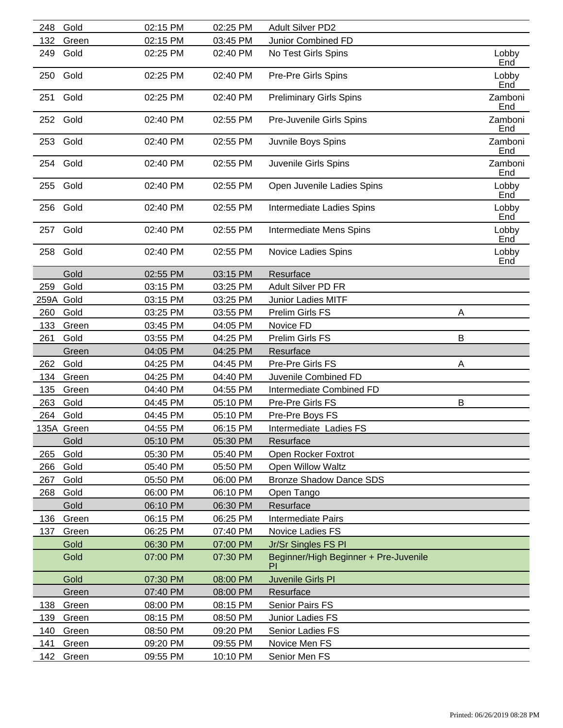| | | | | | | |
|---|---|---|---|---|---|---|
| 248 | Gold | 02:15 PM | 02:25 PM | Adult Silver PD2 | | |
| 132 | Green | 02:15 PM | 03:45 PM | Junior Combined FD | | |
| 249 | Gold | 02:25 PM | 02:40 PM | No Test Girls Spins | | Lobby End |
| 250 | Gold | 02:25 PM | 02:40 PM | Pre-Pre Girls Spins | | Lobby End |
| 251 | Gold | 02:25 PM | 02:40 PM | Preliminary Girls Spins | | Zamboni End |
| 252 | Gold | 02:40 PM | 02:55 PM | Pre-Juvenile Girls Spins | | Zamboni End |
| 253 | Gold | 02:40 PM | 02:55 PM | Juvnile Boys Spins | | Zamboni End |
| 254 | Gold | 02:40 PM | 02:55 PM | Juvenile Girls Spins | | Zamboni End |
| 255 | Gold | 02:40 PM | 02:55 PM | Open Juvenile Ladies Spins | | Lobby End |
| 256 | Gold | 02:40 PM | 02:55 PM | Intermediate Ladies Spins | | Lobby End |
| 257 | Gold | 02:40 PM | 02:55 PM | Intermediate Mens Spins | | Lobby End |
| 258 | Gold | 02:40 PM | 02:55 PM | Novice Ladies Spins | | Lobby End |
| | Gold | 02:55 PM | 03:15 PM | Resurface | | |
| 259 | Gold | 03:15 PM | 03:25 PM | Adult Silver PD FR | | |
| 259A | Gold | 03:15 PM | 03:25 PM | Junior Ladies MITF | | |
| 260 | Gold | 03:25 PM | 03:55 PM | Prelim Girls FS | A | |
| 133 | Green | 03:45 PM | 04:05 PM | Novice FD | | |
| 261 | Gold | 03:55 PM | 04:25 PM | Prelim Girls FS | B | |
| | Green | 04:05 PM | 04:25 PM | Resurface | | |
| 262 | Gold | 04:25 PM | 04:45 PM | Pre-Pre Girls FS | A | |
| 134 | Green | 04:25 PM | 04:40 PM | Juvenile Combined FD | | |
| 135 | Green | 04:40 PM | 04:55 PM | Intermediate Combined FD | | |
| 263 | Gold | 04:45 PM | 05:10 PM | Pre-Pre Girls FS | B | |
| 264 | Gold | 04:45 PM | 05:10 PM | Pre-Pre Boys FS | | |
| 135A | Green | 04:55 PM | 06:15 PM | Intermediate Ladies FS | | |
| | Gold | 05:10 PM | 05:30 PM | Resurface | | |
| 265 | Gold | 05:30 PM | 05:40 PM | Open Rocker Foxtrot | | |
| 266 | Gold | 05:40 PM | 05:50 PM | Open Willow Waltz | | |
| 267 | Gold | 05:50 PM | 06:00 PM | Bronze Shadow Dance SDS | | |
| 268 | Gold | 06:00 PM | 06:10 PM | Open Tango | | |
| | Gold | 06:10 PM | 06:30 PM | Resurface | | |
| 136 | Green | 06:15 PM | 06:25 PM | Intermediate Pairs | | |
| 137 | Green | 06:25 PM | 07:40 PM | Novice Ladies FS | | |
| | Gold | 06:30 PM | 07:00 PM | Jr/Sr Singles FS PI | | |
| | Gold | 07:00 PM | 07:30 PM | Beginner/High Beginner + Pre-Juvenile PI | | |
| | Gold | 07:30 PM | 08:00 PM | Juvenile Girls PI | | |
| | Green | 07:40 PM | 08:00 PM | Resurface | | |
| 138 | Green | 08:00 PM | 08:15 PM | Senior Pairs FS | | |
| 139 | Green | 08:15 PM | 08:50 PM | Junior Ladies FS | | |
| 140 | Green | 08:50 PM | 09:20 PM | Senior Ladies FS | | |
| 141 | Green | 09:20 PM | 09:55 PM | Novice Men FS | | |
| 142 | Green | 09:55 PM | 10:10 PM | Senior Men FS | | |

Printed: 06/26/2019 08:28 PM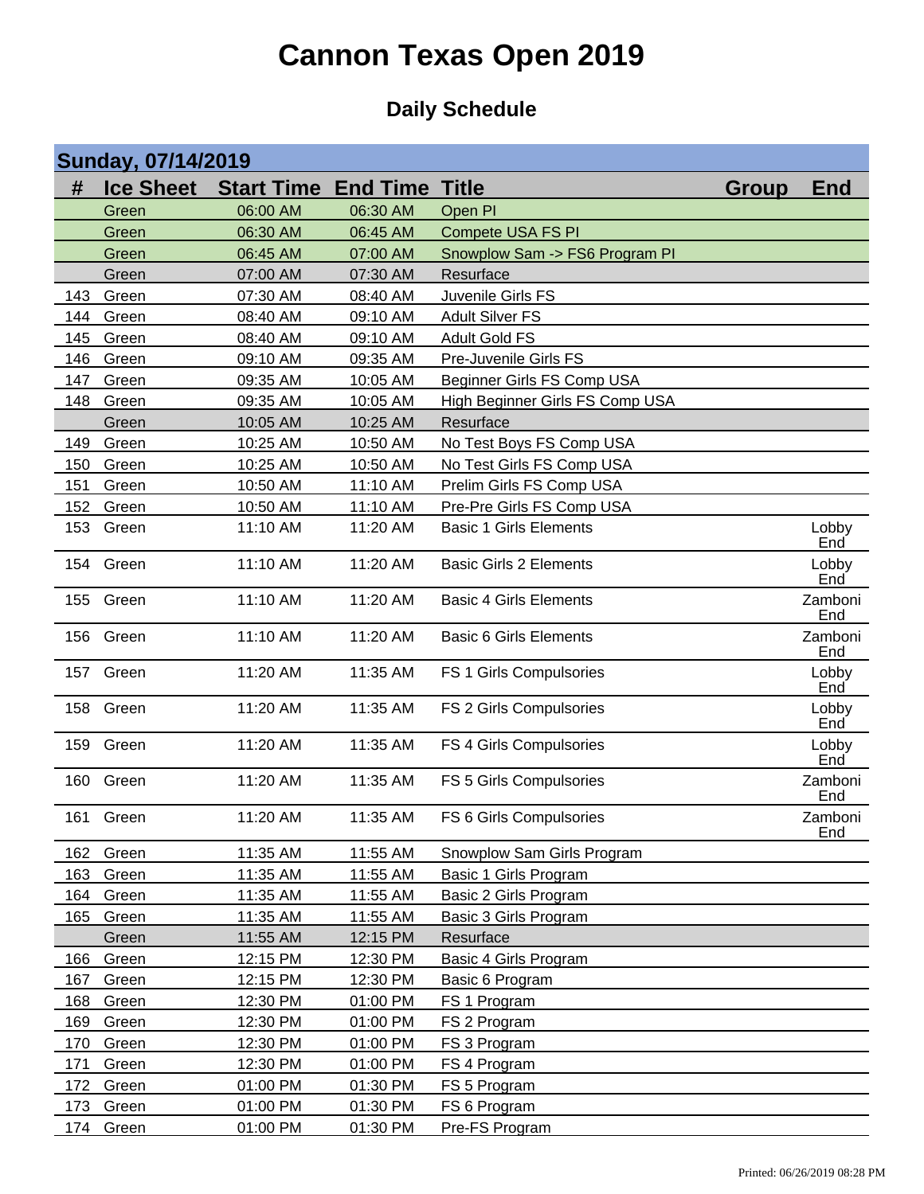# Cannon Texas Open 2019

## Daily Schedule

| Sunday, 07/14/2019 | | | | | | |
|---|---|---|---|---|---|---|
| **#** | **Ice Sheet** | **Start Time** | **End Time** | **Title** | **Group** | **End** |
| | Green | 06:00 AM | 06:30 AM | Open PI | | |
| | Green | 06:30 AM | 06:45 AM | Compete USA FS PI | | |
| | Green | 06:45 AM | 07:00 AM | Snowplow Sam -> FS6 Program PI | | |
| | Green | 07:00 AM | 07:30 AM | Resurface | | |
| 143 | Green | 07:30 AM | 08:40 AM | Juvenile Girls FS | | |
| 144 | Green | 08:40 AM | 09:10 AM | Adult Silver FS | | |
| 145 | Green | 08:40 AM | 09:10 AM | Adult Gold FS | | |
| 146 | Green | 09:10 AM | 09:35 AM | Pre-Juvenile Girls FS | | |
| 147 | Green | 09:35 AM | 10:05 AM | Beginner Girls FS Comp USA | | |
| 148 | Green | 09:35 AM | 10:05 AM | High Beginner Girls FS Comp USA | | |
| | Green | 10:05 AM | 10:25 AM | Resurface | | |
| 149 | Green | 10:25 AM | 10:50 AM | No Test Boys FS Comp USA | | |
| 150 | Green | 10:25 AM | 10:50 AM | No Test Girls FS Comp USA | | |
| 151 | Green | 10:50 AM | 11:10 AM | Prelim Girls FS Comp USA | | |
| 152 | Green | 10:50 AM | 11:10 AM | Pre-Pre Girls FS Comp USA | | |
| 153 | Green | 11:10 AM | 11:20 AM | Basic 1 Girls Elements | | Lobby End |
| 154 | Green | 11:10 AM | 11:20 AM | Basic Girls 2 Elements | | Lobby End |
| 155 | Green | 11:10 AM | 11:20 AM | Basic 4 Girls Elements | | Zamboni End |
| 156 | Green | 11:10 AM | 11:20 AM | Basic 6 Girls Elements | | Zamboni End |
| 157 | Green | 11:20 AM | 11:35 AM | FS 1 Girls Compulsories | | Lobby End |
| 158 | Green | 11:20 AM | 11:35 AM | FS 2 Girls Compulsories | | Lobby End |
| 159 | Green | 11:20 AM | 11:35 AM | FS 4 Girls Compulsories | | Lobby End |
| 160 | Green | 11:20 AM | 11:35 AM | FS 5 Girls Compulsories | | Zamboni End |
| 161 | Green | 11:20 AM | 11:35 AM | FS 6 Girls Compulsories | | Zamboni End |
| 162 | Green | 11:35 AM | 11:55 AM | Snowplow Sam Girls Program | | |
| 163 | Green | 11:35 AM | 11:55 AM | Basic 1 Girls Program | | |
| 164 | Green | 11:35 AM | 11:55 AM | Basic 2 Girls Program | | |
| 165 | Green | 11:35 AM | 11:55 AM | Basic 3 Girls Program | | |
| | Green | 11:55 AM | 12:15 PM | Resurface | | |
| 166 | Green | 12:15 PM | 12:30 PM | Basic 4 Girls Program | | |
| 167 | Green | 12:15 PM | 12:30 PM | Basic 6 Program | | |
| 168 | Green | 12:30 PM | 01:00 PM | FS 1 Program | | |
| 169 | Green | 12:30 PM | 01:00 PM | FS 2 Program | | |
| 170 | Green | 12:30 PM | 01:00 PM | FS 3 Program | | |
| 171 | Green | 12:30 PM | 01:00 PM | FS 4 Program | | |
| 172 | Green | 01:00 PM | 01:30 PM | FS 5 Program | | |
| 173 | Green | 01:00 PM | 01:30 PM | FS 6 Program | | |
| 174 | Green | 01:00 PM | 01:30 PM | Pre-FS Program | | |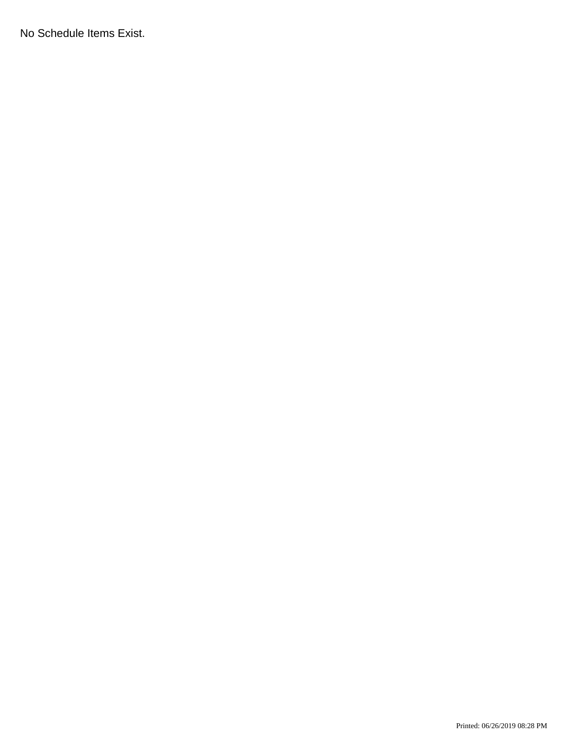No Schedule Items Exist.